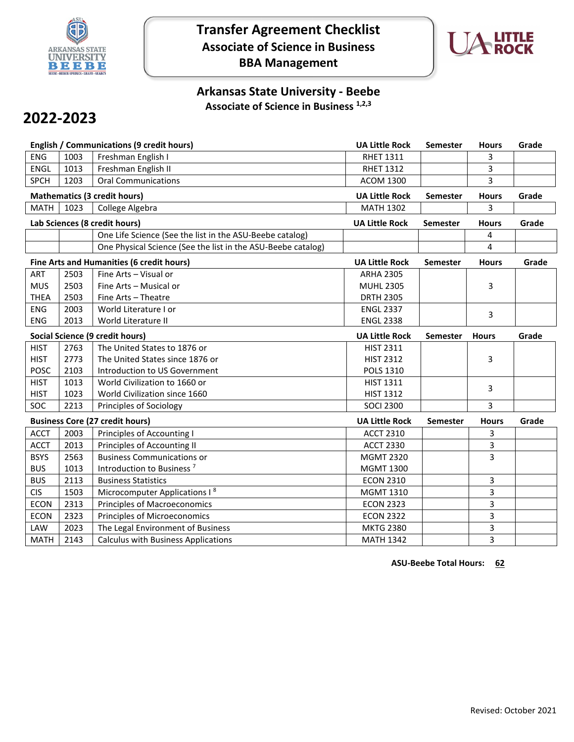# Transfer Agreement Checklist

## Associate of Science in Business

## BBA Management

### Arkansas State University - Beebe

**Associate of Science in Business [1,2,3]**

## 2022-2023

| English / Communications (9 credit hours) | | | UA Little Rock | Semester | Hours | Grade |
|---|---|---|---|---|---|---|
| ENG | 1003 | Freshman English I | RHET 1311 | | 3 | |
| ENGL | 1013 | Freshman English II | RHET 1312 | | 3 | |
| SPCH | 1203 | Oral Communications | ACOM 1300 | | 3 | |

| Mathematics (3 credit hours) | | | UA Little Rock | Semester | Hours | Grade |
|---|---|---|---|---|---|---|
| MATH | 1023 | College Algebra | MATH 1302 | | 3 | |

| Lab Sciences (8 credit hours) | | | UA Little Rock | Semester | Hours | Grade |
|---|---|---|---|---|---|---|
| | | One Life Science (See the list in the ASU-Beebe catalog) | | | 4 | |
| | | One Physical Science (See the list in the ASU-Beebe catalog) | | | 4 | |

| Fine Arts and Humanities (6 credit hours) | | | UA Little Rock | Semester | Hours | Grade |
|---|---|---|---|---|---|---|
| ART | 2503 | Fine Arts – Visual or | ARHA 2305 | | | |
| MUS | 2503 | Fine Arts – Musical or | MUHL 2305 | | 3 | |
| THEA | 2503 | Fine Arts – Theatre | DRTH 2305 | | | |
| ENG | 2003 | World Literature I or | ENGL 2337 | | 3 | |
| ENG | 2013 | World Literature II | ENGL 2338 | | | |

| Social Science (9 credit hours) | | | UA Little Rock | Semester | Hours | Grade |
|---|---|---|---|---|---|---|
| HIST | 2763 | The United States to 1876 or | HIST 2311 | | | |
| HIST | 2773 | The United States since 1876 or | HIST 2312 | | 3 | |
| POSC | 2103 | Introduction to US Government | POLS 1310 | | | |
| HIST | 1013 | World Civilization to 1660 or | HIST 1311 | | 3 | |
| HIST | 1023 | World Civilization since 1660 | HIST 1312 | | | |
| SOC | 2213 | Principles of Sociology | SOCI 2300 | | 3 | |

| Business Core (27 credit hours) | | | UA Little Rock | Semester | Hours | Grade |
|---|---|---|---|---|---|---|
| ACCT | 2003 | Principles of Accounting I | ACCT 2310 | | 3 | |
| ACCT | 2013 | Principles of Accounting II | ACCT 2330 | | 3 | |
| BSYS | 2563 | Business Communications or | MGMT 2320 | | 3 | |
| BUS | 1013 | Introduction to Business [7] | MGMT 1300 | | | |
| BUS | 2113 | Business Statistics | ECON 2310 | | 3 | |
| CIS | 1503 | Microcomputer Applications I [8] | MGMT 1310 | | 3 | |
| ECON | 2313 | Principles of Macroeconomics | ECON 2323 | | 3 | |
| ECON | 2323 | Principles of Microeconomics | ECON 2322 | | 3 | |
| LAW | 2023 | The Legal Environment of Business | MKTG 2380 | | 3 | |
| MATH | 2143 | Calculus with Business Applications | MATH 1342 | | 3 | |

**ASU-Beebe Total Hours: 62**

Revised: October 2021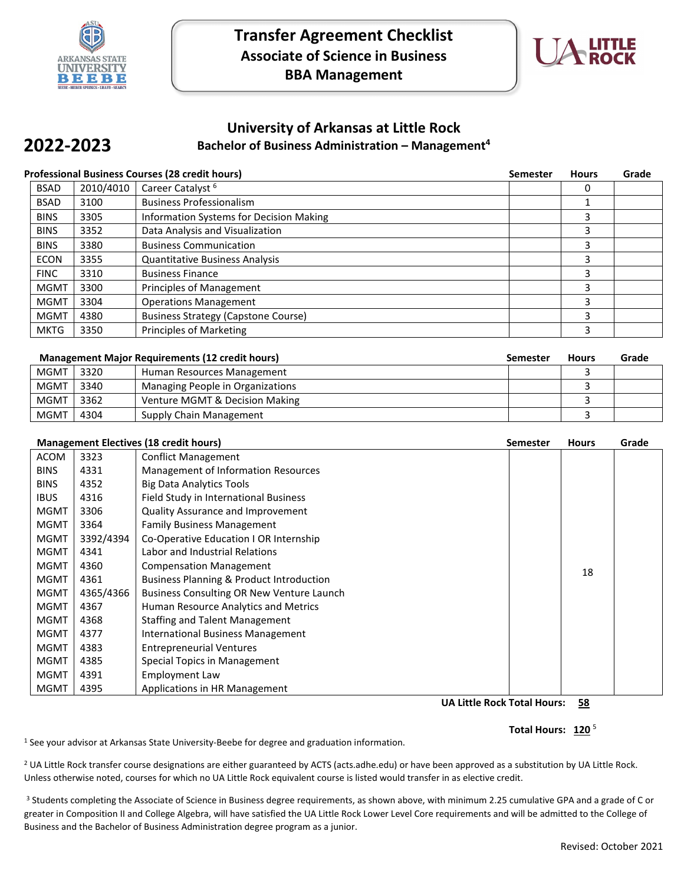# Transfer Agreement Checklist
## Associate of Science in Business
## BBA Management

## 2022-2023

## University of Arkansas at Little Rock
### Bachelor of Business Administration – Management[4]

**Professional Business Courses (28 credit hours)**

| | | | Semester | Hours | Grade |
|---|---|---|---|---|---|
| BSAD | 2010/4010 | Career Catalyst [6] | | 0 | |
| BSAD | 3100 | Business Professionalism | | 1 | |
| BINS | 3305 | Information Systems for Decision Making | | 3 | |
| BINS | 3352 | Data Analysis and Visualization | | 3 | |
| BINS | 3380 | Business Communication | | 3 | |
| ECON | 3355 | Quantitative Business Analysis | | 3 | |
| FINC | 3310 | Business Finance | | 3 | |
| MGMT | 3300 | Principles of Management | | 3 | |
| MGMT | 3304 | Operations Management | | 3 | |
| MGMT | 4380 | Business Strategy (Capstone Course) | | 3 | |
| MKTG | 3350 | Principles of Marketing | | 3 | |

**Management Major Requirements (12 credit hours)**

| | | | Semester | Hours | Grade |
|---|---|---|---|---|---|
| MGMT | 3320 | Human Resources Management | | 3 | |
| MGMT | 3340 | Managing People in Organizations | | 3 | |
| MGMT | 3362 | Venture MGMT & Decision Making | | 3 | |
| MGMT | 4304 | Supply Chain Management | | 3 | |

**Management Electives (18 credit hours)**

| | | | Semester | Hours | Grade |
|---|---|---|---|---|---|
| ACOM | 3323 | Conflict Management | | 18 | |
| BINS | 4331 | Management of Information Resources | | | |
| BINS | 4352 | Big Data Analytics Tools | | | |
| IBUS | 4316 | Field Study in International Business | | | |
| MGMT | 3306 | Quality Assurance and Improvement | | | |
| MGMT | 3364 | Family Business Management | | | |
| MGMT | 3392/4394 | Co-Operative Education I OR Internship | | | |
| MGMT | 4341 | Labor and Industrial Relations | | | |
| MGMT | 4360 | Compensation Management | | | |
| MGMT | 4361 | Business Planning & Product Introduction | | | |
| MGMT | 4365/4366 | Business Consulting OR New Venture Launch | | | |
| MGMT | 4367 | Human Resource Analytics and Metrics | | | |
| MGMT | 4368 | Staffing and Talent Management | | | |
| MGMT | 4377 | International Business Management | | | |
| MGMT | 4383 | Entrepreneurial Ventures | | | |
| MGMT | 4385 | Special Topics in Management | | | |
| MGMT | 4391 | Employment Law | | | |
| MGMT | 4395 | Applications in HR Management | | | |

**UA Little Rock Total Hours: 58**

**Total Hours: 120** [5]

[1] See your advisor at Arkansas State University-Beebe for degree and graduation information.

[2] UA Little Rock transfer course designations are either guaranteed by ACTS (acts.adhe.edu) or have been approved as a substitution by UA Little Rock. Unless otherwise noted, courses for which no UA Little Rock equivalent course is listed would transfer in as elective credit.

[3] Students completing the Associate of Science in Business degree requirements, as shown above, with minimum 2.25 cumulative GPA and a grade of C or greater in Composition II and College Algebra, will have satisfied the UA Little Rock Lower Level Core requirements and will be admitted to the College of Business and the Bachelor of Business Administration degree program as a junior.

Revised: October 2021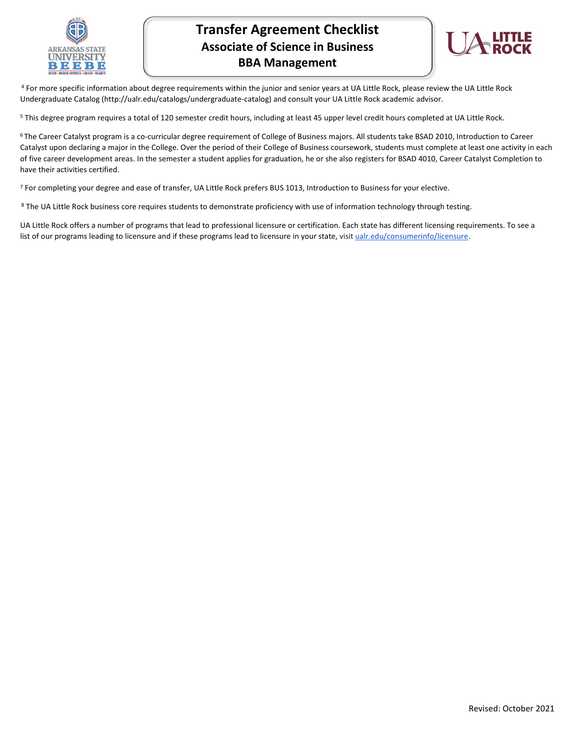# Transfer Agreement Checklist

## Associate of Science in Business

## BBA Management

[4] For more specific information about degree requirements within the junior and senior years at UA Little Rock, please review the UA Little Rock Undergraduate Catalog (http://ualr.edu/catalogs/undergraduate-catalog) and consult your UA Little Rock academic advisor.

[5] This degree program requires a total of 120 semester credit hours, including at least 45 upper level credit hours completed at UA Little Rock.

[6] The Career Catalyst program is a co-curricular degree requirement of College of Business majors. All students take BSAD 2010, Introduction to Career Catalyst upon declaring a major in the College. Over the period of their College of Business coursework, students must complete at least one activity in each of five career development areas. In the semester a student applies for graduation, he or she also registers for BSAD 4010, Career Catalyst Completion to have their activities certified.

[7] For completing your degree and ease of transfer, UA Little Rock prefers BUS 1013, Introduction to Business for your elective.

[8] The UA Little Rock business core requires students to demonstrate proficiency with use of information technology through testing.

UA Little Rock offers a number of programs that lead to professional licensure or certification. Each state has different licensing requirements. To see a list of our programs leading to licensure and if these programs lead to licensure in your state, visit [ualr.edu/consumerinfo/licensure](ualr.edu/consumerinfo/licensure).

Revised: October 2021